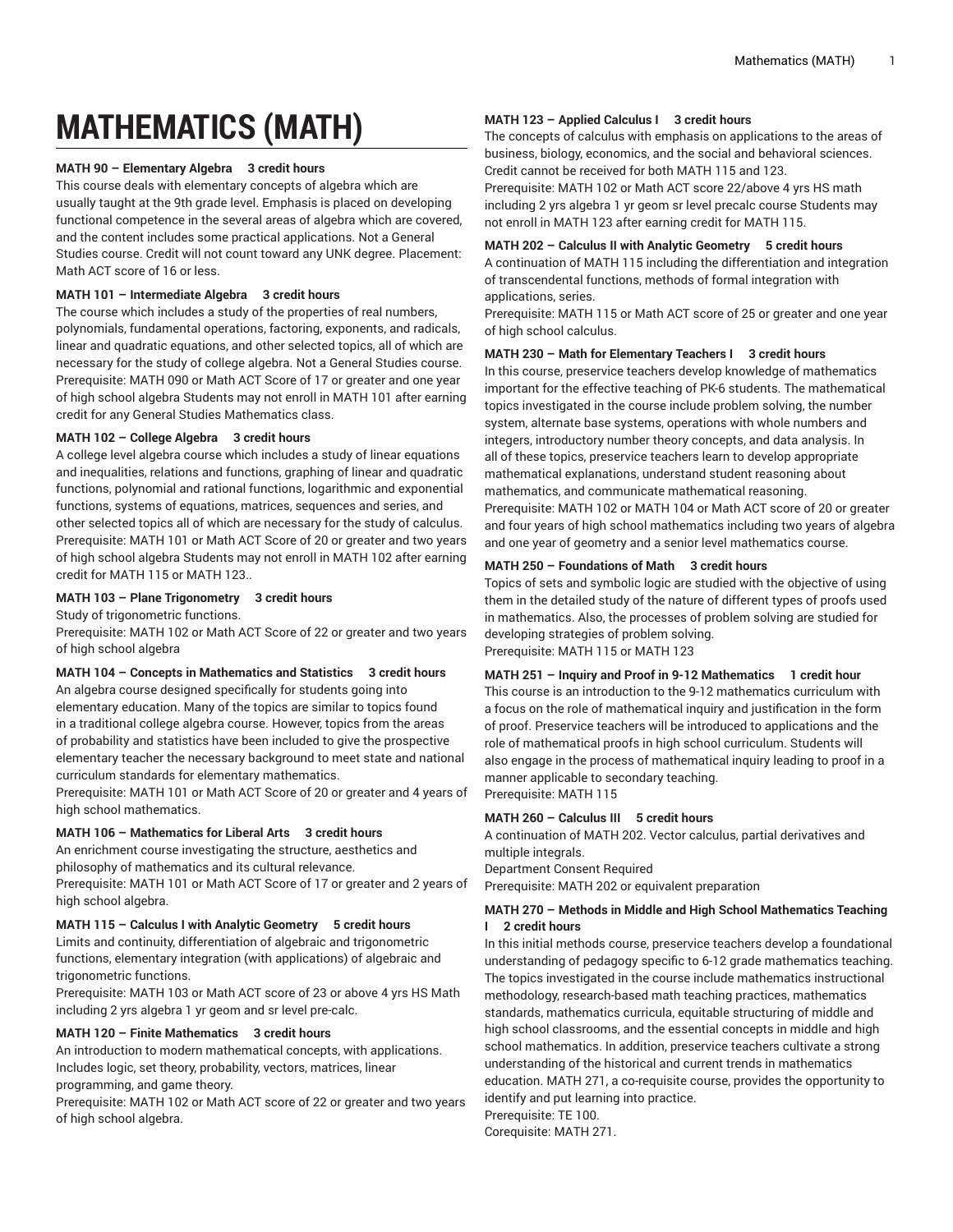# MATHEMATICS (MATH)

**MATH 90 – Elementary Algebra 3 credit hours**

This course deals with elementary concepts of algebra which are usually taught at the 9th grade level. Emphasis is placed on developing functional competence in the several areas of algebra which are covered, and the content includes some practical applications. Not a General Studies course. Credit will not count toward any UNK degree. Placement: Math ACT score of 16 or less.

**MATH 101 – Intermediate Algebra 3 credit hours**

The course which includes a study of the properties of real numbers, polynomials, fundamental operations, factoring, exponents, and radicals, linear and quadratic equations, and other selected topics, all of which are necessary for the study of college algebra. Not a General Studies course.
Prerequisite: MATH 090 or Math ACT Score of 17 or greater and one year of high school algebra Students may not enroll in MATH 101 after earning credit for any General Studies Mathematics class.

**MATH 102 – College Algebra 3 credit hours**

A college level algebra course which includes a study of linear equations and inequalities, relations and functions, graphing of linear and quadratic functions, polynomial and rational functions, logarithmic and exponential functions, systems of equations, matrices, sequences and series, and other selected topics all of which are necessary for the study of calculus.
Prerequisite: MATH 101 or Math ACT Score of 20 or greater and two years of high school algebra Students may not enroll in MATH 102 after earning credit for MATH 115 or MATH 123..

**MATH 103 – Plane Trigonometry 3 credit hours**

Study of trigonometric functions.
Prerequisite: MATH 102 or Math ACT Score of 22 or greater and two years of high school algebra

**MATH 104 – Concepts in Mathematics and Statistics 3 credit hours**

An algebra course designed specifically for students going into elementary education. Many of the topics are similar to topics found in a traditional college algebra course. However, topics from the areas of probability and statistics have been included to give the prospective elementary teacher the necessary background to meet state and national curriculum standards for elementary mathematics.
Prerequisite: MATH 101 or Math ACT Score of 20 or greater and 4 years of high school mathematics.

**MATH 106 – Mathematics for Liberal Arts 3 credit hours**

An enrichment course investigating the structure, aesthetics and philosophy of mathematics and its cultural relevance.
Prerequisite: MATH 101 or Math ACT Score of 17 or greater and 2 years of high school algebra.

**MATH 115 – Calculus I with Analytic Geometry 5 credit hours**

Limits and continuity, differentiation of algebraic and trigonometric functions, elementary integration (with applications) of algebraic and trigonometric functions.
Prerequisite: MATH 103 or Math ACT score of 23 or above 4 yrs HS Math including 2 yrs algebra 1 yr geom and sr level pre-calc.

**MATH 120 – Finite Mathematics 3 credit hours**

An introduction to modern mathematical concepts, with applications. Includes logic, set theory, probability, vectors, matrices, linear programming, and game theory.
Prerequisite: MATH 102 or Math ACT score of 22 or greater and two years of high school algebra.

**MATH 123 – Applied Calculus I 3 credit hours**

The concepts of calculus with emphasis on applications to the areas of business, biology, economics, and the social and behavioral sciences. Credit cannot be received for both MATH 115 and 123.
Prerequisite: MATH 102 or Math ACT score 22/above 4 yrs HS math including 2 yrs algebra 1 yr geom sr level precalc course Students may not enroll in MATH 123 after earning credit for MATH 115.

**MATH 202 – Calculus II with Analytic Geometry 5 credit hours**

A continuation of MATH 115 including the differentiation and integration of transcendental functions, methods of formal integration with applications, series.
Prerequisite: MATH 115 or Math ACT score of 25 or greater and one year of high school calculus.

**MATH 230 – Math for Elementary Teachers I 3 credit hours**

In this course, preservice teachers develop knowledge of mathematics important for the effective teaching of PK-6 students. The mathematical topics investigated in the course include problem solving, the number system, alternate base systems, operations with whole numbers and integers, introductory number theory concepts, and data analysis. In all of these topics, preservice teachers learn to develop appropriate mathematical explanations, understand student reasoning about mathematics, and communicate mathematical reasoning.
Prerequisite: MATH 102 or MATH 104 or Math ACT score of 20 or greater and four years of high school mathematics including two years of algebra and one year of geometry and a senior level mathematics course.

**MATH 250 – Foundations of Math 3 credit hours**

Topics of sets and symbolic logic are studied with the objective of using them in the detailed study of the nature of different types of proofs used in mathematics. Also, the processes of problem solving are studied for developing strategies of problem solving.
Prerequisite: MATH 115 or MATH 123

**MATH 251 – Inquiry and Proof in 9-12 Mathematics 1 credit hour**

This course is an introduction to the 9-12 mathematics curriculum with a focus on the role of mathematical inquiry and justification in the form of proof. Preservice teachers will be introduced to applications and the role of mathematical proofs in high school curriculum. Students will also engage in the process of mathematical inquiry leading to proof in a manner applicable to secondary teaching.
Prerequisite: MATH 115

**MATH 260 – Calculus III 5 credit hours**

A continuation of MATH 202. Vector calculus, partial derivatives and multiple integrals.
Department Consent Required
Prerequisite: MATH 202 or equivalent preparation

**MATH 270 – Methods in Middle and High School Mathematics Teaching I 2 credit hours**

In this initial methods course, preservice teachers develop a foundational understanding of pedagogy specific to 6-12 grade mathematics teaching. The topics investigated in the course include mathematics instructional methodology, research-based math teaching practices, mathematics standards, mathematics curricula, equitable structuring of middle and high school classrooms, and the essential concepts in middle and high school mathematics. In addition, preservice teachers cultivate a strong understanding of the historical and current trends in mathematics education. MATH 271, a co-requisite course, provides the opportunity to identify and put learning into practice.
Prerequisite: TE 100.
Corequisite: MATH 271.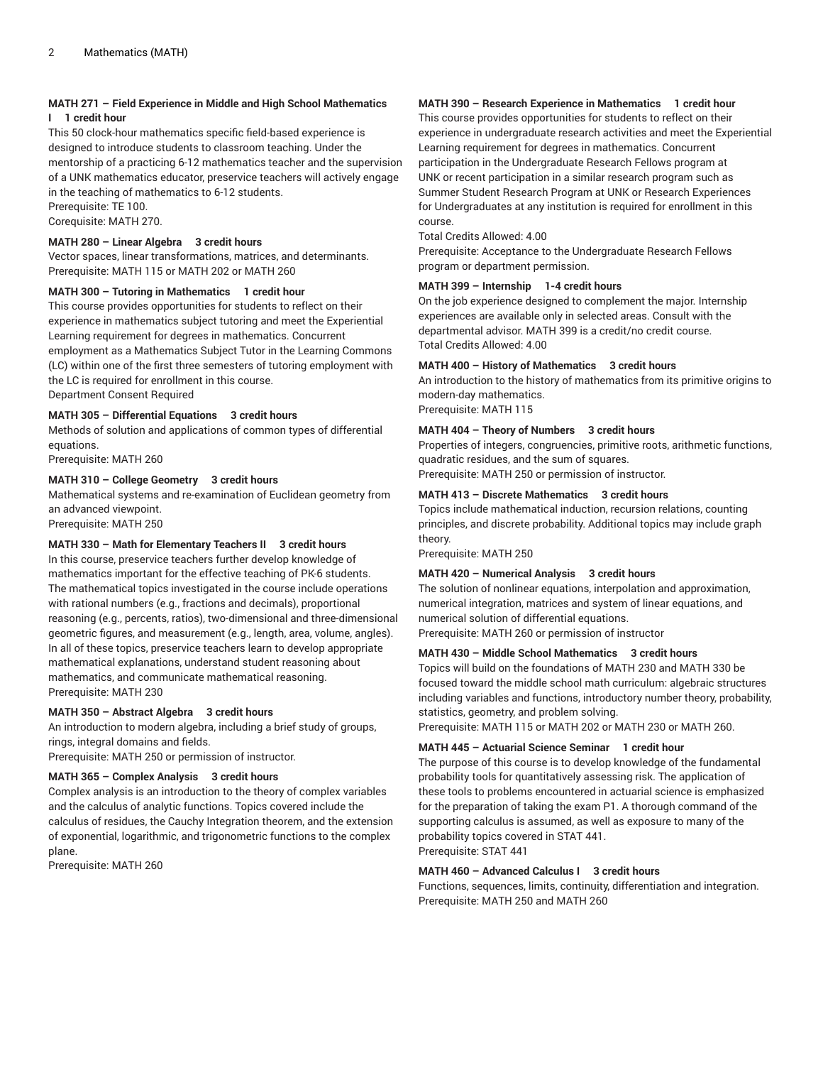#### MATH 271 – Field Experience in Middle and High School Mathematics I 1 credit hour

This 50 clock-hour mathematics specific field-based experience is designed to introduce students to classroom teaching. Under the mentorship of a practicing 6-12 mathematics teacher and the supervision of a UNK mathematics educator, preservice teachers will actively engage in the teaching of mathematics to 6-12 students.
Prerequisite: TE 100.
Corequisite: MATH 270.

#### MATH 280 – Linear Algebra 3 credit hours

Vector spaces, linear transformations, matrices, and determinants.
Prerequisite: MATH 115 or MATH 202 or MATH 260

#### MATH 300 – Tutoring in Mathematics 1 credit hour

This course provides opportunities for students to reflect on their experience in mathematics subject tutoring and meet the Experiential Learning requirement for degrees in mathematics. Concurrent employment as a Mathematics Subject Tutor in the Learning Commons (LC) within one of the first three semesters of tutoring employment with the LC is required for enrollment in this course.
Department Consent Required

#### MATH 305 – Differential Equations 3 credit hours

Methods of solution and applications of common types of differential equations.
Prerequisite: MATH 260

#### MATH 310 – College Geometry 3 credit hours

Mathematical systems and re-examination of Euclidean geometry from an advanced viewpoint.
Prerequisite: MATH 250

#### MATH 330 – Math for Elementary Teachers II 3 credit hours

In this course, preservice teachers further develop knowledge of mathematics important for the effective teaching of PK-6 students. The mathematical topics investigated in the course include operations with rational numbers (e.g., fractions and decimals), proportional reasoning (e.g., percents, ratios), two-dimensional and three-dimensional geometric figures, and measurement (e.g., length, area, volume, angles). In all of these topics, preservice teachers learn to develop appropriate mathematical explanations, understand student reasoning about mathematics, and communicate mathematical reasoning.
Prerequisite: MATH 230

#### MATH 350 – Abstract Algebra 3 credit hours

An introduction to modern algebra, including a brief study of groups, rings, integral domains and fields.
Prerequisite: MATH 250 or permission of instructor.

#### MATH 365 – Complex Analysis 3 credit hours

Complex analysis is an introduction to the theory of complex variables and the calculus of analytic functions. Topics covered include the calculus of residues, the Cauchy Integration theorem, and the extension of exponential, logarithmic, and trigonometric functions to the complex plane.
Prerequisite: MATH 260

#### MATH 390 – Research Experience in Mathematics 1 credit hour

This course provides opportunities for students to reflect on their experience in undergraduate research activities and meet the Experiential Learning requirement for degrees in mathematics. Concurrent participation in the Undergraduate Research Fellows program at UNK or recent participation in a similar research program such as Summer Student Research Program at UNK or Research Experiences for Undergraduates at any institution is required for enrollment in this course.
Total Credits Allowed: 4.00
Prerequisite: Acceptance to the Undergraduate Research Fellows program or department permission.

#### MATH 399 – Internship 1-4 credit hours

On the job experience designed to complement the major. Internship experiences are available only in selected areas. Consult with the departmental advisor. MATH 399 is a credit/no credit course.
Total Credits Allowed: 4.00

#### MATH 400 – History of Mathematics 3 credit hours

An introduction to the history of mathematics from its primitive origins to modern-day mathematics.
Prerequisite: MATH 115

#### MATH 404 – Theory of Numbers 3 credit hours

Properties of integers, congruencies, primitive roots, arithmetic functions, quadratic residues, and the sum of squares.
Prerequisite: MATH 250 or permission of instructor.

#### MATH 413 – Discrete Mathematics 3 credit hours

Topics include mathematical induction, recursion relations, counting principles, and discrete probability. Additional topics may include graph theory.
Prerequisite: MATH 250

#### MATH 420 – Numerical Analysis 3 credit hours

The solution of nonlinear equations, interpolation and approximation, numerical integration, matrices and system of linear equations, and numerical solution of differential equations.
Prerequisite: MATH 260 or permission of instructor

#### MATH 430 – Middle School Mathematics 3 credit hours

Topics will build on the foundations of MATH 230 and MATH 330 be focused toward the middle school math curriculum: algebraic structures including variables and functions, introductory number theory, probability, statistics, geometry, and problem solving.
Prerequisite: MATH 115 or MATH 202 or MATH 230 or MATH 260.

#### MATH 445 – Actuarial Science Seminar 1 credit hour

The purpose of this course is to develop knowledge of the fundamental probability tools for quantitatively assessing risk. The application of these tools to problems encountered in actuarial science is emphasized for the preparation of taking the exam P1. A thorough command of the supporting calculus is assumed, as well as exposure to many of the probability topics covered in STAT 441.
Prerequisite: STAT 441

#### MATH 460 – Advanced Calculus I 3 credit hours

Functions, sequences, limits, continuity, differentiation and integration.
Prerequisite: MATH 250 and MATH 260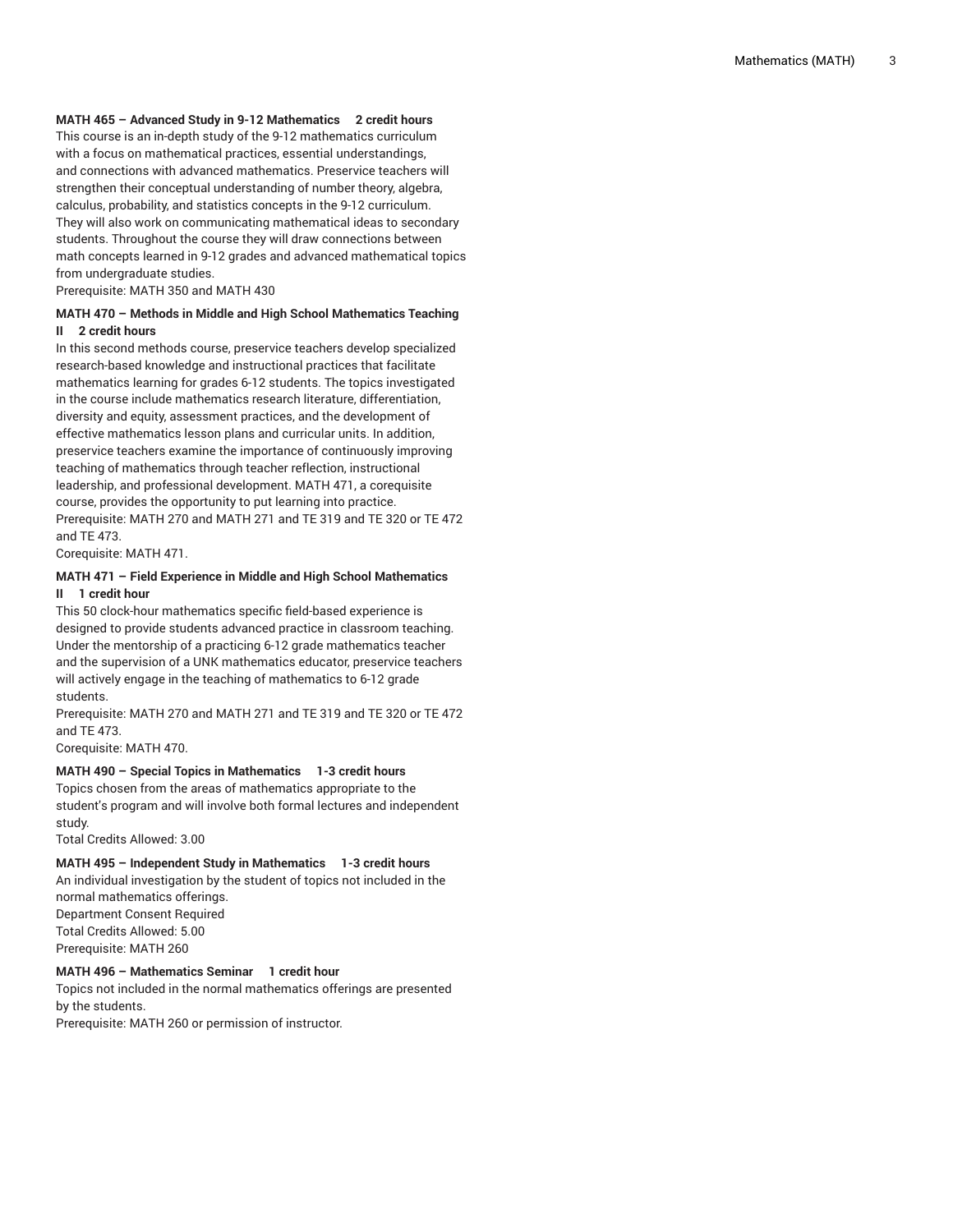**MATH 465 – Advanced Study in 9-12 Mathematics 2 credit hours**

This course is an in-depth study of the 9-12 mathematics curriculum with a focus on mathematical practices, essential understandings, and connections with advanced mathematics. Preservice teachers will strengthen their conceptual understanding of number theory, algebra, calculus, probability, and statistics concepts in the 9-12 curriculum. They will also work on communicating mathematical ideas to secondary students. Throughout the course they will draw connections between math concepts learned in 9-12 grades and advanced mathematical topics from undergraduate studies.
Prerequisite: MATH 350 and MATH 430

**MATH 470 – Methods in Middle and High School Mathematics Teaching II 2 credit hours**

In this second methods course, preservice teachers develop specialized research-based knowledge and instructional practices that facilitate mathematics learning for grades 6-12 students. The topics investigated in the course include mathematics research literature, differentiation, diversity and equity, assessment practices, and the development of effective mathematics lesson plans and curricular units. In addition, preservice teachers examine the importance of continuously improving teaching of mathematics through teacher reflection, instructional leadership, and professional development. MATH 471, a corequisite course, provides the opportunity to put learning into practice.
Prerequisite: MATH 270 and MATH 271 and TE 319 and TE 320 or TE 472 and TE 473.
Corequisite: MATH 471.

**MATH 471 – Field Experience in Middle and High School Mathematics II 1 credit hour**

This 50 clock-hour mathematics specific field-based experience is designed to provide students advanced practice in classroom teaching. Under the mentorship of a practicing 6-12 grade mathematics teacher and the supervision of a UNK mathematics educator, preservice teachers will actively engage in the teaching of mathematics to 6-12 grade students.
Prerequisite: MATH 270 and MATH 271 and TE 319 and TE 320 or TE 472 and TE 473.
Corequisite: MATH 470.

**MATH 490 – Special Topics in Mathematics 1-3 credit hours**

Topics chosen from the areas of mathematics appropriate to the student's program and will involve both formal lectures and independent study.
Total Credits Allowed: 3.00

**MATH 495 – Independent Study in Mathematics 1-3 credit hours**

An individual investigation by the student of topics not included in the normal mathematics offerings.
Department Consent Required
Total Credits Allowed: 5.00
Prerequisite: MATH 260

**MATH 496 – Mathematics Seminar 1 credit hour**

Topics not included in the normal mathematics offerings are presented by the students.
Prerequisite: MATH 260 or permission of instructor.